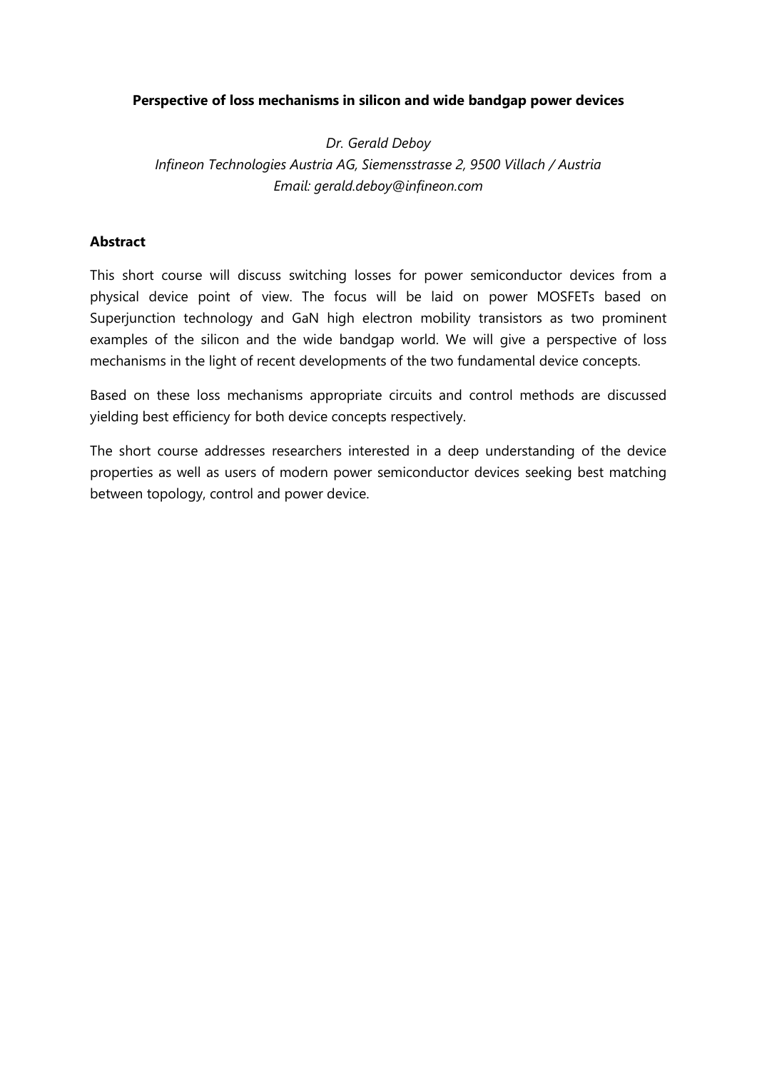# Perspective of loss mechanisms in silicon and wide bandgap power devices

*Dr. Gerald Deboy*

*Infineon Technologies Austria AG, Siemensstrasse 2, 9500 Villach / Austria*

*Email: gerald.deboy@infineon.com*

## Abstract

This short course will discuss switching losses for power semiconductor devices from a physical device point of view. The focus will be laid on power MOSFETs based on Superjunction technology and GaN high electron mobility transistors as two prominent examples of the silicon and the wide bandgap world. We will give a perspective of loss mechanisms in the light of recent developments of the two fundamental device concepts.

Based on these loss mechanisms appropriate circuits and control methods are discussed yielding best efficiency for both device concepts respectively.

The short course addresses researchers interested in a deep understanding of the device properties as well as users of modern power semiconductor devices seeking best matching between topology, control and power device.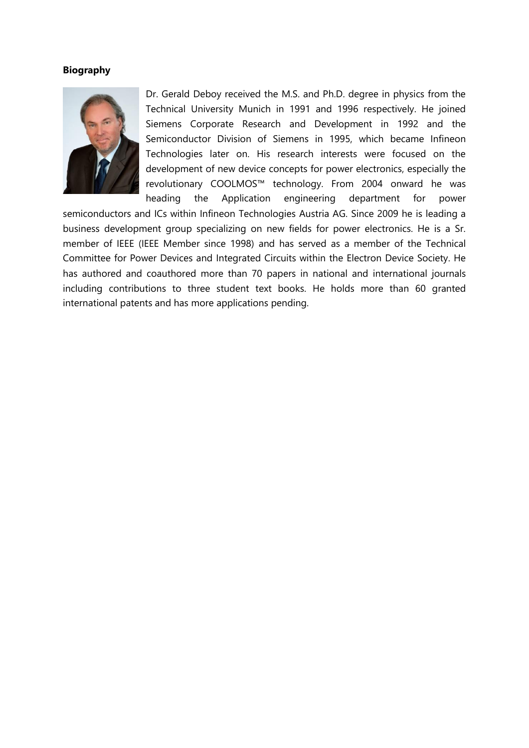**Biography**

Dr. Gerald Deboy received the M.S. and Ph.D. degree in physics from the Technical University Munich in 1991 and 1996 respectively. He joined Siemens Corporate Research and Development in 1992 and the Semiconductor Division of Siemens in 1995, which became Infineon Technologies later on. His research interests were focused on the development of new device concepts for power electronics, especially the revolutionary COOLMOS™ technology. From 2004 onward he was heading the Application engineering department for power semiconductors and ICs within Infineon Technologies Austria AG. Since 2009 he is leading a business development group specializing on new fields for power electronics. He is a Sr. member of IEEE (IEEE Member since 1998) and has served as a member of the Technical Committee for Power Devices and Integrated Circuits within the Electron Device Society. He has authored and coauthored more than 70 papers in national and international journals including contributions to three student text books. He holds more than 60 granted international patents and has more applications pending.